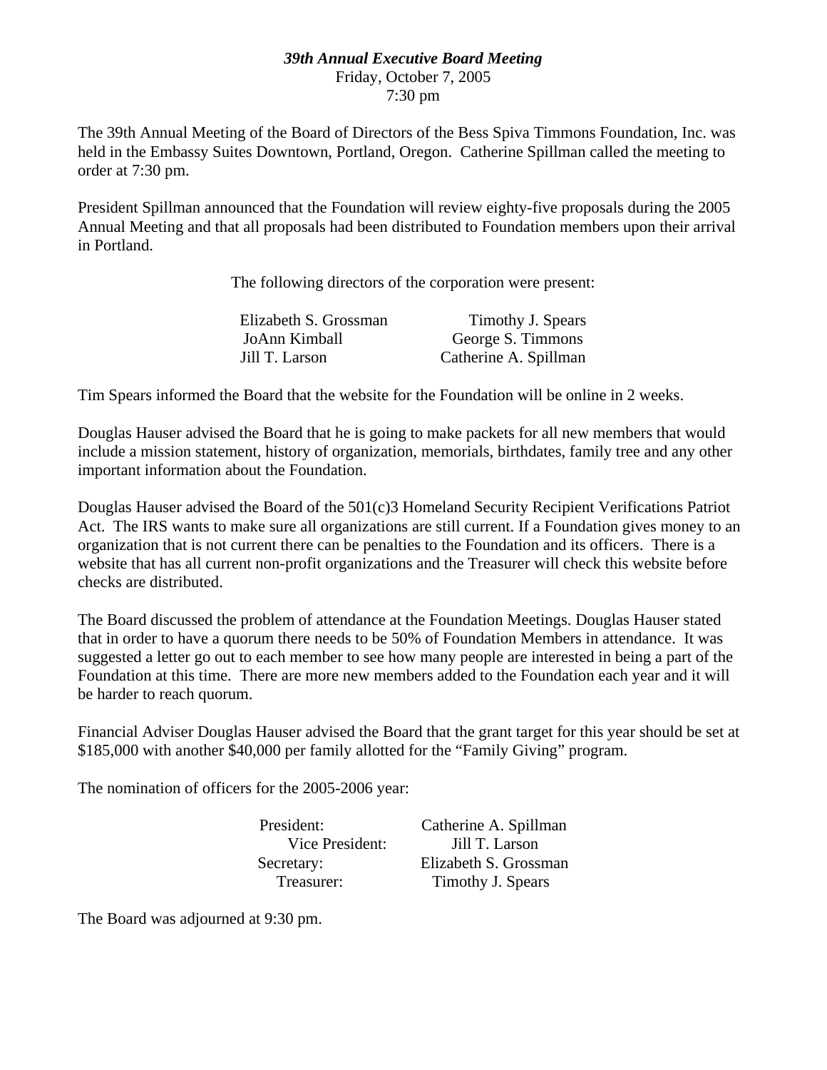***39th Annual Executive Board Meeting***

Friday, October 7, 2005

7:30 pm

The 39th Annual Meeting of the Board of Directors of the Bess Spiva Timmons Foundation, Inc. was held in the Embassy Suites Downtown, Portland, Oregon. Catherine Spillman called the meeting to order at 7:30 pm.

President Spillman announced that the Foundation will review eighty-five proposals during the 2005 Annual Meeting and that all proposals had been distributed to Foundation members upon their arrival in Portland.

The following directors of the corporation were present:

| | |
|---|---|
| Elizabeth S. Grossman | Timothy J. Spears |
| JoAnn Kimball | George S. Timmons |
| Jill T. Larson | Catherine A. Spillman |

Tim Spears informed the Board that the website for the Foundation will be online in 2 weeks.

Douglas Hauser advised the Board that he is going to make packets for all new members that would include a mission statement, history of organization, memorials, birthdates, family tree and any other important information about the Foundation.

Douglas Hauser advised the Board of the 501(c)3 Homeland Security Recipient Verifications Patriot Act. The IRS wants to make sure all organizations are still current. If a Foundation gives money to an organization that is not current there can be penalties to the Foundation and its officers. There is a website that has all current non-profit organizations and the Treasurer will check this website before checks are distributed.

The Board discussed the problem of attendance at the Foundation Meetings. Douglas Hauser stated that in order to have a quorum there needs to be 50% of Foundation Members in attendance. It was suggested a letter go out to each member to see how many people are interested in being a part of the Foundation at this time. There are more new members added to the Foundation each year and it will be harder to reach quorum.

Financial Adviser Douglas Hauser advised the Board that the grant target for this year should be set at $185,000 with another $40,000 per family allotted for the "Family Giving" program.

The nomination of officers for the 2005-2006 year:

| | |
|---|---|
| President: | Catherine A. Spillman |
| Vice President: | Jill T. Larson |
| Secretary: | Elizabeth S. Grossman |
| Treasurer: | Timothy J. Spears |

The Board was adjourned at 9:30 pm.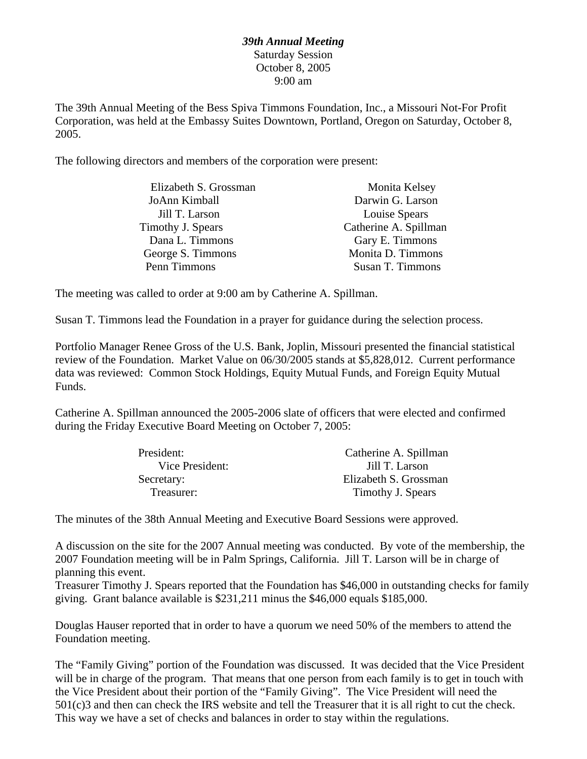***39th Annual Meeting***
Saturday Session
October 8, 2005
9:00 am

The 39th Annual Meeting of the Bess Spiva Timmons Foundation, Inc., a Missouri Not-For Profit Corporation, was held at the Embassy Suites Downtown, Portland, Oregon on Saturday, October 8, 2005.

The following directors and members of the corporation were present:

| | |
|---|---|
| Elizabeth S. Grossman | Monita Kelsey |
| JoAnn Kimball | Darwin G. Larson |
| Jill T. Larson | Louise Spears |
| Timothy J. Spears | Catherine A. Spillman |
| Dana L. Timmons | Gary E. Timmons |
| George S. Timmons | Monita D. Timmons |
| Penn Timmons | Susan T. Timmons |

The meeting was called to order at 9:00 am by Catherine A. Spillman.

Susan T. Timmons lead the Foundation in a prayer for guidance during the selection process.

Portfolio Manager Renee Gross of the U.S. Bank, Joplin, Missouri presented the financial statistical review of the Foundation. Market Value on 06/30/2005 stands at $5,828,012. Current performance data was reviewed: Common Stock Holdings, Equity Mutual Funds, and Foreign Equity Mutual Funds.

Catherine A. Spillman announced the 2005-2006 slate of officers that were elected and confirmed during the Friday Executive Board Meeting on October 7, 2005:

| | |
|---|---|
| President: | Catherine A. Spillman |
| Vice President: | Jill T. Larson |
| Secretary: | Elizabeth S. Grossman |
| Treasurer: | Timothy J. Spears |

The minutes of the 38th Annual Meeting and Executive Board Sessions were approved.

A discussion on the site for the 2007 Annual meeting was conducted. By vote of the membership, the 2007 Foundation meeting will be in Palm Springs, California. Jill T. Larson will be in charge of planning this event.
Treasurer Timothy J. Spears reported that the Foundation has $46,000 in outstanding checks for family giving. Grant balance available is $231,211 minus the $46,000 equals $185,000.

Douglas Hauser reported that in order to have a quorum we need 50% of the members to attend the Foundation meeting.

The "Family Giving" portion of the Foundation was discussed. It was decided that the Vice President will be in charge of the program. That means that one person from each family is to get in touch with the Vice President about their portion of the "Family Giving". The Vice President will need the 501(c)3 and then can check the IRS website and tell the Treasurer that it is all right to cut the check. This way we have a set of checks and balances in order to stay within the regulations.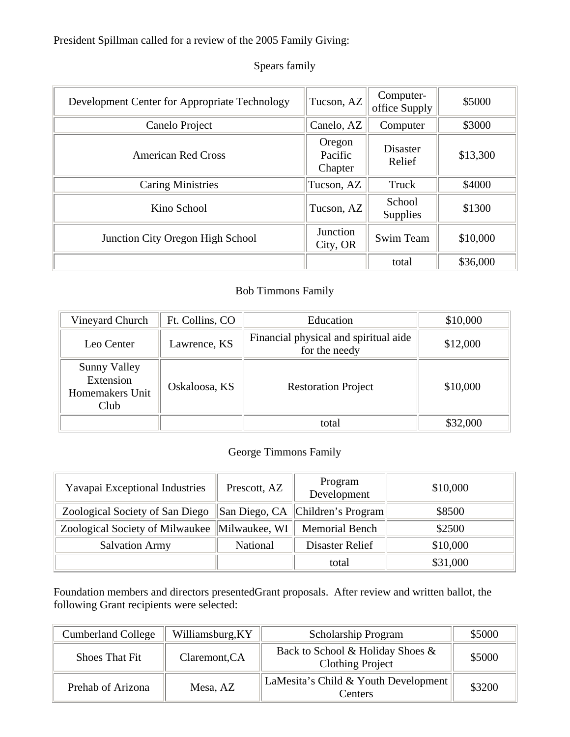President Spillman called for a review of the 2005 Family Giving:

Spears family

| | | | |
|---|---|---|---|
| Development Center for Appropriate Technology | Tucson, AZ | Computer-office Supply | $5000 |
| Canelo Project | Canelo, AZ | Computer | $3000 |
| American Red Cross | Oregon Pacific Chapter | Disaster Relief | $13,300 |
| Caring Ministries | Tucson, AZ | Truck | $4000 |
| Kino School | Tucson, AZ | School Supplies | $1300 |
| Junction City Oregon High School | Junction City, OR | Swim Team | $10,000 |
| | | total | $36,000 |

Bob Timmons Family

| | | | |
|---|---|---|---|
| Vineyard Church | Ft. Collins, CO | Education | $10,000 |
| Leo Center | Lawrence, KS | Financial physical and spiritual aide for the needy | $12,000 |
| Sunny Valley Extension Homemakers Unit Club | Oskaloosa, KS | Restoration Project | $10,000 |
| | | total | $32,000 |

George Timmons Family

| | | | |
|---|---|---|---|
| Yavapai Exceptional Industries | Prescott, AZ | Program Development | $10,000 |
| Zoological Society of San Diego | San Diego, CA | Children's Program | $8500 |
| Zoological Society of Milwaukee | Milwaukee, WI | Memorial Bench | $2500 |
| Salvation Army | National | Disaster Relief | $10,000 |
| | | total | $31,000 |

Foundation members and directors presentedGrant proposals. After review and written ballot, the following Grant recipients were selected:

| | | | |
|---|---|---|---|
| Cumberland College | Williamsburg,KY | Scholarship Program | $5000 |
| Shoes That Fit | Claremont,CA | Back to School & Holiday Shoes & Clothing Project | $5000 |
| Prehab of Arizona | Mesa, AZ | LaMesita's Child & Youth Development Centers | $3200 |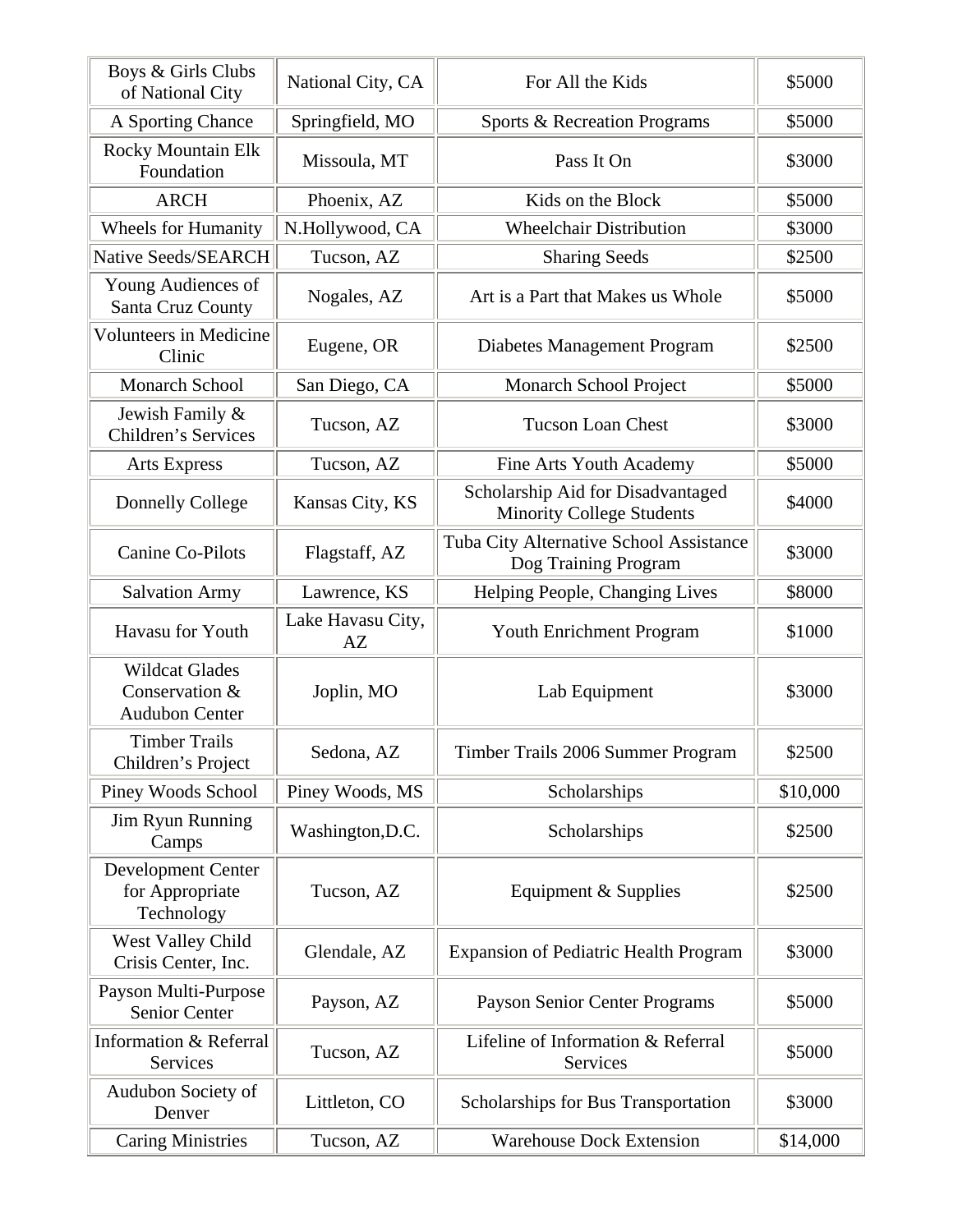| Boys & Girls Clubs of National City | National City, CA | For All the Kids | $5000 |
|---|---|---|---|
| A Sporting Chance | Springfield, MO | Sports & Recreation Programs | $5000 |
| Rocky Mountain Elk Foundation | Missoula, MT | Pass It On | $3000 |
| ARCH | Phoenix, AZ | Kids on the Block | $5000 |
| Wheels for Humanity | N.Hollywood, CA | Wheelchair Distribution | $3000 |
| Native Seeds/SEARCH | Tucson, AZ | Sharing Seeds | $2500 |
| Young Audiences of Santa Cruz County | Nogales, AZ | Art is a Part that Makes us Whole | $5000 |
| Volunteers in Medicine Clinic | Eugene, OR | Diabetes Management Program | $2500 |
| Monarch School | San Diego, CA | Monarch School Project | $5000 |
| Jewish Family & Children's Services | Tucson, AZ | Tucson Loan Chest | $3000 |
| Arts Express | Tucson, AZ | Fine Arts Youth Academy | $5000 |
| Donnelly College | Kansas City, KS | Scholarship Aid for Disadvantaged Minority College Students | $4000 |
| Canine Co-Pilots | Flagstaff, AZ | Tuba City Alternative School Assistance Dog Training Program | $3000 |
| Salvation Army | Lawrence, KS | Helping People, Changing Lives | $8000 |
| Havasu for Youth | Lake Havasu City, AZ | Youth Enrichment Program | $1000 |
| Wildcat Glades Conservation & Audubon Center | Joplin, MO | Lab Equipment | $3000 |
| Timber Trails Children's Project | Sedona, AZ | Timber Trails 2006 Summer Program | $2500 |
| Piney Woods School | Piney Woods, MS | Scholarships | $10,000 |
| Jim Ryun Running Camps | Washington,D.C. | Scholarships | $2500 |
| Development Center for Appropriate Technology | Tucson, AZ | Equipment & Supplies | $2500 |
| West Valley Child Crisis Center, Inc. | Glendale, AZ | Expansion of Pediatric Health Program | $3000 |
| Payson Multi-Purpose Senior Center | Payson, AZ | Payson Senior Center Programs | $5000 |
| Information & Referral Services | Tucson, AZ | Lifeline of Information & Referral Services | $5000 |
| Audubon Society of Denver | Littleton, CO | Scholarships for Bus Transportation | $3000 |
| Caring Ministries | Tucson, AZ | Warehouse Dock Extension | $14,000 |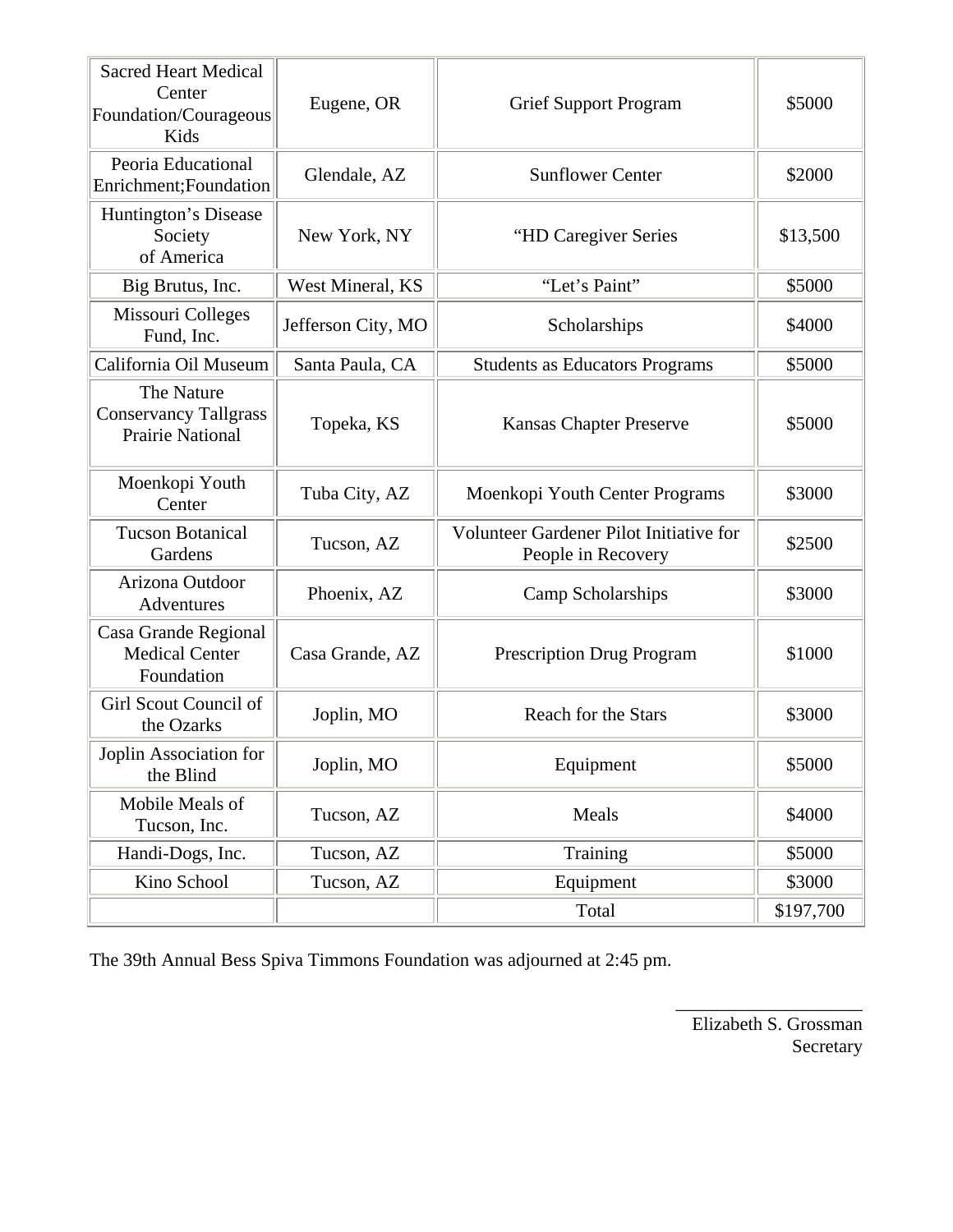| | | | |
|---|---|---|---|
| Sacred Heart Medical Center Foundation/Courageous Kids | Eugene, OR | Grief Support Program | $5000 |
| Peoria Educational Enrichment;Foundation | Glendale, AZ | Sunflower Center | $2000 |
| Huntington's Disease Society of America | New York, NY | "HD Caregiver Series | $13,500 |
| Big Brutus, Inc. | West Mineral, KS | "Let's Paint" | $5000 |
| Missouri Colleges Fund, Inc. | Jefferson City, MO | Scholarships | $4000 |
| California Oil Museum | Santa Paula, CA | Students as Educators Programs | $5000 |
| The Nature Conservancy Tallgrass Prairie National | Topeka, KS | Kansas Chapter Preserve | $5000 |
| Moenkopi Youth Center | Tuba City, AZ | Moenkopi Youth Center Programs | $3000 |
| Tucson Botanical Gardens | Tucson, AZ | Volunteer Gardener Pilot Initiative for People in Recovery | $2500 |
| Arizona Outdoor Adventures | Phoenix, AZ | Camp Scholarships | $3000 |
| Casa Grande Regional Medical Center Foundation | Casa Grande, AZ | Prescription Drug Program | $1000 |
| Girl Scout Council of the Ozarks | Joplin, MO | Reach for the Stars | $3000 |
| Joplin Association for the Blind | Joplin, MO | Equipment | $5000 |
| Mobile Meals of Tucson, Inc. | Tucson, AZ | Meals | $4000 |
| Handi-Dogs, Inc. | Tucson, AZ | Training | $5000 |
| Kino School | Tucson, AZ | Equipment | $3000 |
| | | Total | $197,700 |

The 39th Annual Bess Spiva Timmons Foundation was adjourned at 2:45 pm.

Elizabeth S. Grossman
Secretary